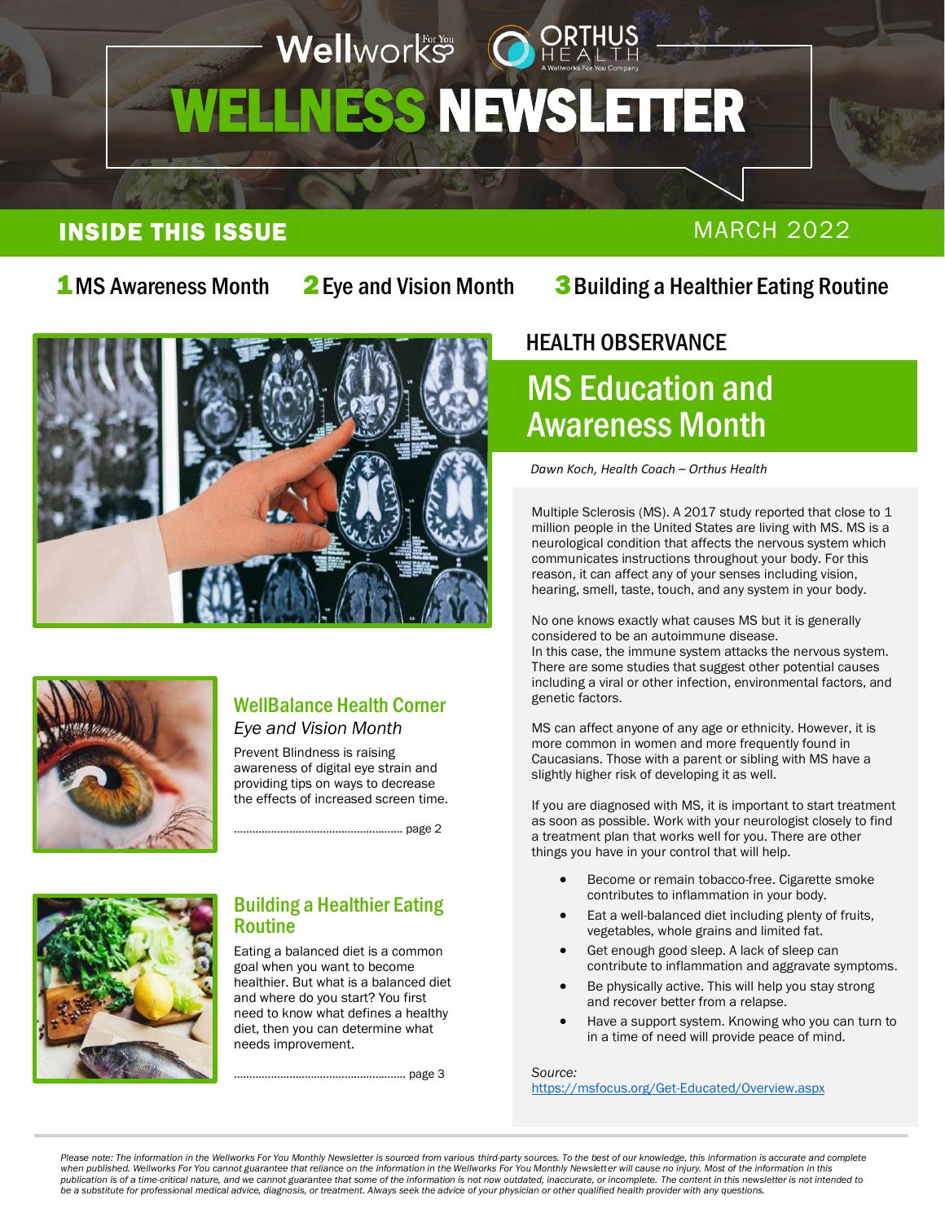Wellworks For You | ORTHUS HEALTH — A Wellworks For You Company

# WELLNESS NEWSLETTER

## INSIDE THIS ISSUE

MARCH 2022

**1** MS Awareness Month **2** Eye and Vision Month **3** Building a Healthier Eating Routine

### WellBalance Health Corner

*Eye and Vision Month*

Prevent Blindness is raising awareness of digital eye strain and providing tips on ways to decrease the effects of increased screen time.

........................................................ page 2

### Building a Healthier Eating Routine

Eating a balanced diet is a common goal when you want to become healthier. But what is a balanced diet and where do you start? You first need to know what defines a healthy diet, then you can determine what needs improvement.

........................................................ page 3

HEALTH OBSERVANCE

## MS Education and Awareness Month

*Dawn Koch, Health Coach – Orthus Health*

Multiple Sclerosis (MS). A 2017 study reported that close to 1 million people in the United States are living with MS. MS is a neurological condition that affects the nervous system which communicates instructions throughout your body. For this reason, it can affect any of your senses including vision, hearing, smell, taste, touch, and any system in your body.

No one knows exactly what causes MS but it is generally considered to be an autoimmune disease.
In this case, the immune system attacks the nervous system. There are some studies that suggest other potential causes including a viral or other infection, environmental factors, and genetic factors.

MS can affect anyone of any age or ethnicity. However, it is more common in women and more frequently found in Caucasians. Those with a parent or sibling with MS have a slightly higher risk of developing it as well.

If you are diagnosed with MS, it is important to start treatment as soon as possible. Work with your neurologist closely to find a treatment plan that works well for you. There are other things you have in your control that will help.

- Become or remain tobacco-free. Cigarette smoke contributes to inflammation in your body.
- Eat a well-balanced diet including plenty of fruits, vegetables, whole grains and limited fat.
- Get enough good sleep. A lack of sleep can contribute to inflammation and aggravate symptoms.
- Be physically active. This will help you stay strong and recover better from a relapse.
- Have a support system. Knowing who you can turn to in a time of need will provide peace of mind.

*Source:*
https://msfocus.org/Get-Educated/Overview.aspx

*Please note: The information in the Wellworks For You Monthly Newsletter is sourced from various third-party sources. To the best of our knowledge, this information is accurate and complete when published. Wellworks For You cannot guarantee that reliance on the information in the Wellworks For You Monthly Newsletter will cause no injury. Most of the information in this publication is of a time-critical nature, and we cannot guarantee that some of the information is not now outdated, inaccurate, or incomplete. The content in this newsletter is not intended to be a substitute for professional medical advice, diagnosis, or treatment. Always seek the advice of your physician or other qualified health provider with any questions.*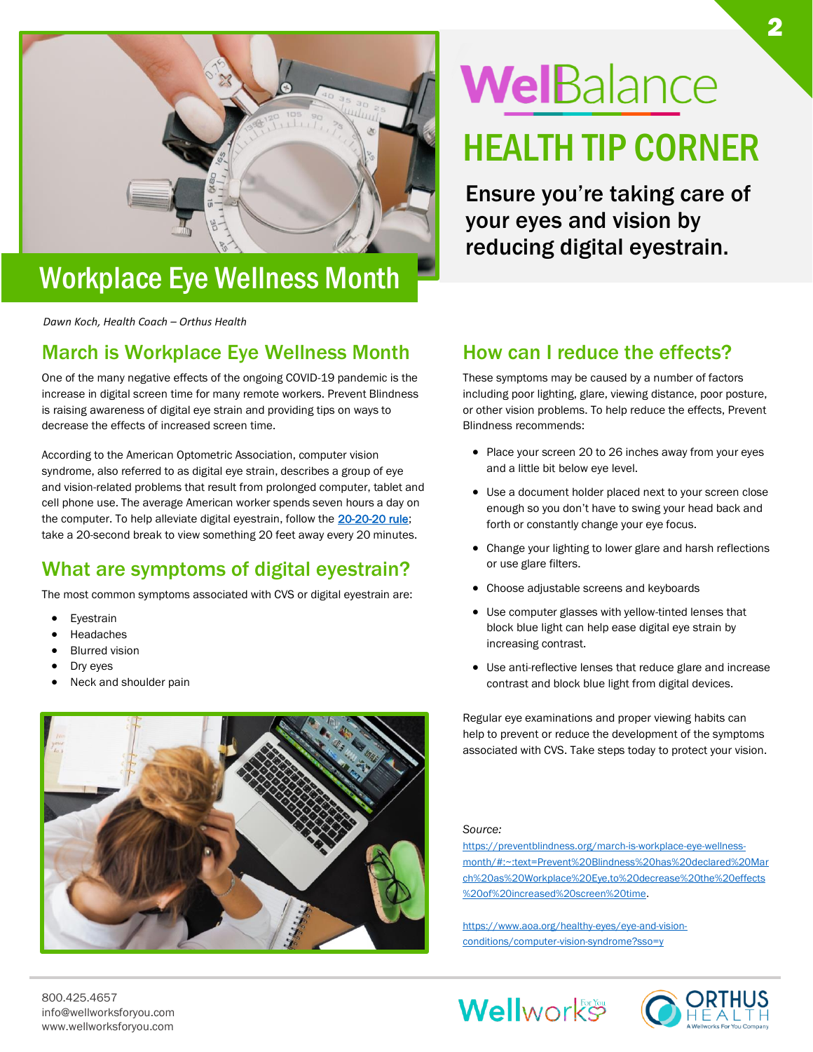# WellBalance

## HEALTH TIP CORNER

**Ensure you're taking care of your eyes and vision by reducing digital eyestrain.**

# Workplace Eye Wellness Month

*Dawn Koch, Health Coach – Orthus Health*

## March is Workplace Eye Wellness Month

One of the many negative effects of the ongoing COVID-19 pandemic is the increase in digital screen time for many remote workers. Prevent Blindness is raising awareness of digital eye strain and providing tips on ways to decrease the effects of increased screen time.

According to the American Optometric Association, computer vision syndrome, also referred to as digital eye strain, describes a group of eye and vision-related problems that result from prolonged computer, tablet and cell phone use. The average American worker spends seven hours a day on the computer. To help alleviate digital eyestrain, follow the 20-20-20 rule; take a 20-second break to view something 20 feet away every 20 minutes.

## What are symptoms of digital eyestrain?

The most common symptoms associated with CVS or digital eyestrain are:

- Eyestrain
- Headaches
- Blurred vision
- Dry eyes
- Neck and shoulder pain

## How can I reduce the effects?

These symptoms may be caused by a number of factors including poor lighting, glare, viewing distance, poor posture, or other vision problems. To help reduce the effects, Prevent Blindness recommends:

- Place your screen 20 to 26 inches away from your eyes and a little bit below eye level.
- Use a document holder placed next to your screen close enough so you don't have to swing your head back and forth or constantly change your eye focus.
- Change your lighting to lower glare and harsh reflections or use glare filters.
- Choose adjustable screens and keyboards
- Use computer glasses with yellow-tinted lenses that block blue light can help ease digital eye strain by increasing contrast.
- Use anti-reflective lenses that reduce glare and increase contrast and block blue light from digital devices.

Regular eye examinations and proper viewing habits can help to prevent or reduce the development of the symptoms associated with CVS. Take steps today to protect your vision.

*Source:*

https://preventblindness.org/march-is-workplace-eye-wellness-month/#:~:text=Prevent%20Blindness%20has%20declared%20March%20as%20Workplace%20Eye,to%20decrease%20the%20effects%20of%20increased%20screen%20time.

https://www.aoa.org/healthy-eyes/eye-and-vision-conditions/computer-vision-syndrome?sso=y

800.425.4657
info@wellworksforyou.com
www.wellworksforyou.com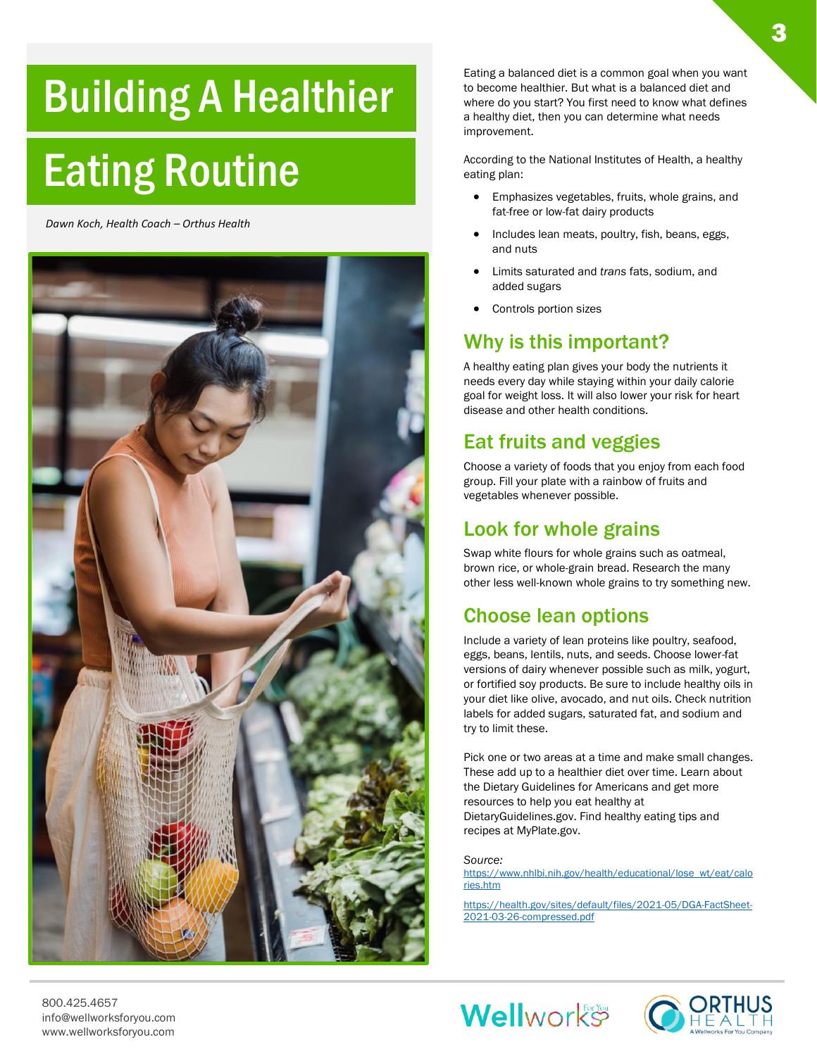# Building A Healthier Eating Routine

*Dawn Koch, Health Coach – Orthus Health*

Eating a balanced diet is a common goal when you want to become healthier. But what is a balanced diet and where do you start? You first need to know what defines a healthy diet, then you can determine what needs improvement.

According to the National Institutes of Health, a healthy eating plan:

- Emphasizes vegetables, fruits, whole grains, and fat-free or low-fat dairy products
- Includes lean meats, poultry, fish, beans, eggs, and nuts
- Limits saturated and *trans* fats, sodium, and added sugars
- Controls portion sizes

## Why is this important?

A healthy eating plan gives your body the nutrients it needs every day while staying within your daily calorie goal for weight loss. It will also lower your risk for heart disease and other health conditions.

## Eat fruits and veggies

Choose a variety of foods that you enjoy from each food group. Fill your plate with a rainbow of fruits and vegetables whenever possible.

## Look for whole grains

Swap white flours for whole grains such as oatmeal, brown rice, or whole-grain bread. Research the many other less well-known whole grains to try something new.

## Choose lean options

Include a variety of lean proteins like poultry, seafood, eggs, beans, lentils, nuts, and seeds. Choose lower-fat versions of dairy whenever possible such as milk, yogurt, or fortified soy products. Be sure to include healthy oils in your diet like olive, avocado, and nut oils. Check nutrition labels for added sugars, saturated fat, and sodium and try to limit these.

Pick one or two areas at a time and make small changes. These add up to a healthier diet over time. Learn about the Dietary Guidelines for Americans and get more resources to help you eat healthy at DietaryGuidelines.gov. Find healthy eating tips and recipes at MyPlate.gov.

*Source:*

https://www.nhlbi.nih.gov/health/educational/lose_wt/eat/calories.htm

https://health.gov/sites/default/files/2021-05/DGA-FactSheet-2021-03-26-compressed.pdf

800.425.4657
info@wellworksforyou.com
www.wellworksforyou.com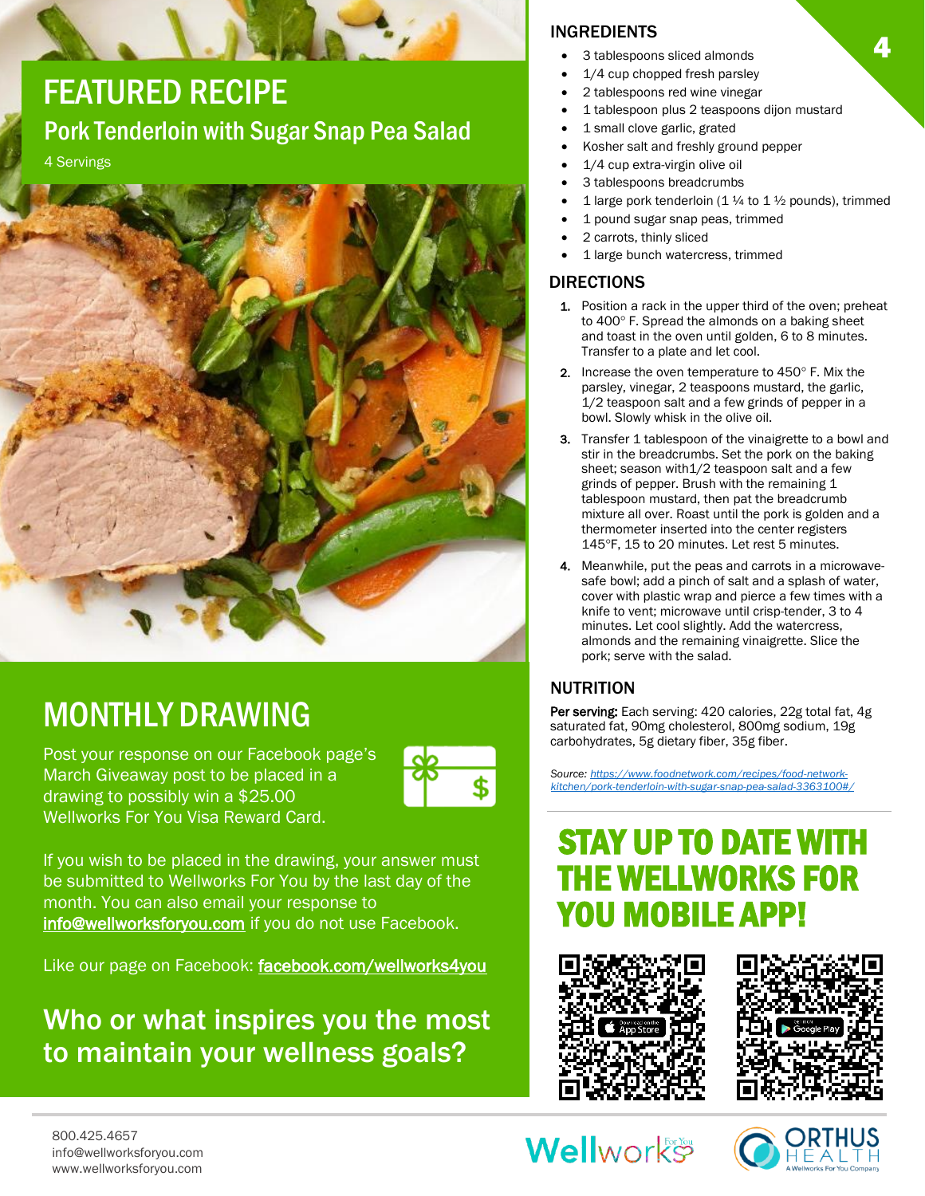# FEATURED RECIPE

## Pork Tenderloin with Sugar Snap Pea Salad

4 Servings

### INGREDIENTS

- 3 tablespoons sliced almonds
- 1/4 cup chopped fresh parsley
- 2 tablespoons red wine vinegar
- 1 tablespoon plus 2 teaspoons dijon mustard
- 1 small clove garlic, grated
- Kosher salt and freshly ground pepper
- 1/4 cup extra-virgin olive oil
- 3 tablespoons breadcrumbs
- 1 large pork tenderloin (1 ¼ to 1 ½ pounds), trimmed
- 1 pound sugar snap peas, trimmed
- 2 carrots, thinly sliced
- 1 large bunch watercress, trimmed

### DIRECTIONS

1. Position a rack in the upper third of the oven; preheat to 400° F. Spread the almonds on a baking sheet and toast in the oven until golden, 6 to 8 minutes. Transfer to a plate and let cool.
2. Increase the oven temperature to 450° F. Mix the parsley, vinegar, 2 teaspoons mustard, the garlic, 1/2 teaspoon salt and a few grinds of pepper in a bowl. Slowly whisk in the olive oil.
3. Transfer 1 tablespoon of the vinaigrette to a bowl and stir in the breadcrumbs. Set the pork on the baking sheet; season with1/2 teaspoon salt and a few grinds of pepper. Brush with the remaining 1 tablespoon mustard, then pat the breadcrumb mixture all over. Roast until the pork is golden and a thermometer inserted into the center registers 145°F, 15 to 20 minutes. Let rest 5 minutes.
4. Meanwhile, put the peas and carrots in a microwave-safe bowl; add a pinch of salt and a splash of water, cover with plastic wrap and pierce a few times with a knife to vent; microwave until crisp-tender, 3 to 4 minutes. Let cool slightly. Add the watercress, almonds and the remaining vinaigrette. Slice the pork; serve with the salad.

### NUTRITION

**Per serving:** Each serving: 420 calories, 22g total fat, 4g saturated fat, 90mg cholesterol, 800mg sodium, 19g carbohydrates, 5g dietary fiber, 35g fiber.

*Source: https://www.foodnetwork.com/recipes/food-network-kitchen/pork-tenderloin-with-sugar-snap-pea-salad-3363100#/*

# MONTHLY DRAWING

Post your response on our Facebook page's March Giveaway post to be placed in a drawing to possibly win a $25.00 Wellworks For You Visa Reward Card.

If you wish to be placed in the drawing, your answer must be submitted to Wellworks For You by the last day of the month. You can also email your response to info@wellworksforyou.com if you do not use Facebook.

Like our page on Facebook: facebook.com/wellworks4you

## Who or what inspires you the most to maintain your wellness goals?

# STAY UP TO DATE WITH THE WELLWORKS FOR YOU MOBILE APP!

Download on the App Store

Get it on Google Play

800.425.4657
info@wellworksforyou.com
www.wellworksforyou.com

Wellworks For You

ORTHUS HEALTH
A Wellworks For You Company